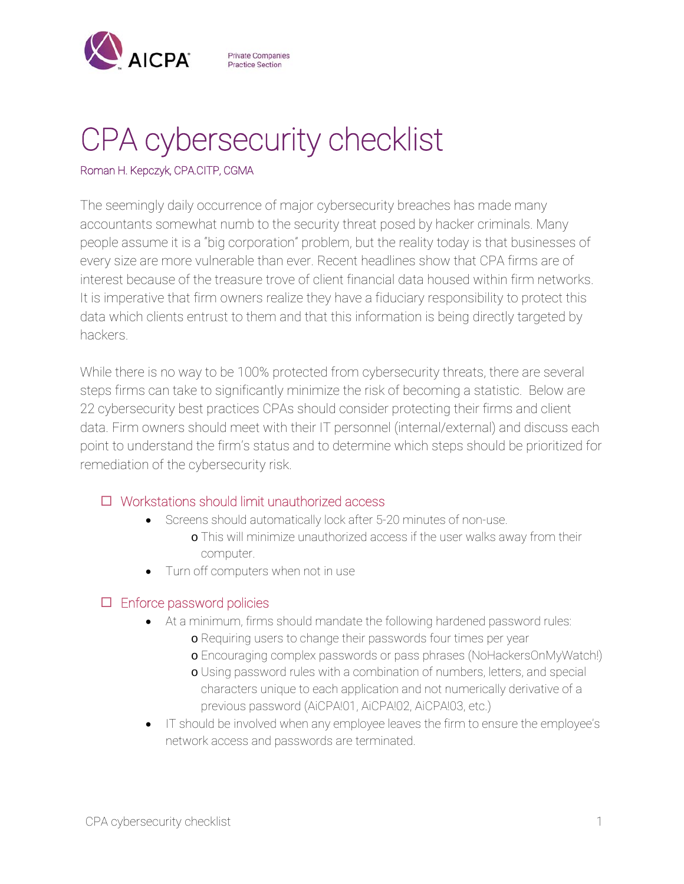AICPA

Private Companies Practice Section

# CPA cybersecurity checklist

Roman H. Kepczyk, CPA.CITP, CGMA

The seemingly daily occurrence of major cybersecurity breaches has made many accountants somewhat numb to the security threat posed by hacker criminals. Many people assume it is a "big corporation" problem, but the reality today is that businesses of every size are more vulnerable than ever. Recent headlines show that CPA firms are of interest because of the treasure trove of client financial data housed within firm networks. It is imperative that firm owners realize they have a fiduciary responsibility to protect this data which clients entrust to them and that this information is being directly targeted by hackers.

While there is no way to be 100% protected from cybersecurity threats, there are several steps firms can take to significantly minimize the risk of becoming a statistic. Below are 22 cybersecurity best practices CPAs should consider protecting their firms and client data. Firm owners should meet with their IT personnel (internal/external) and discuss each point to understand the firm's status and to determine which steps should be prioritized for remediation of the cybersecurity risk.

- ☐ Workstations should limit unauthorized access
  - Screens should automatically lock after 5-20 minutes of non-use.
    - This will minimize unauthorized access if the user walks away from their computer.
  - Turn off computers when not in use

- ☐ Enforce password policies
  - At a minimum, firms should mandate the following hardened password rules:
    - Requiring users to change their passwords four times per year
    - Encouraging complex passwords or pass phrases (NoHackersOnMyWatch!)
    - Using password rules with a combination of numbers, letters, and special characters unique to each application and not numerically derivative of a previous password (AiCPA!01, AiCPA!02, AiCPA!03, etc.)
  - IT should be involved when any employee leaves the firm to ensure the employee's network access and passwords are terminated.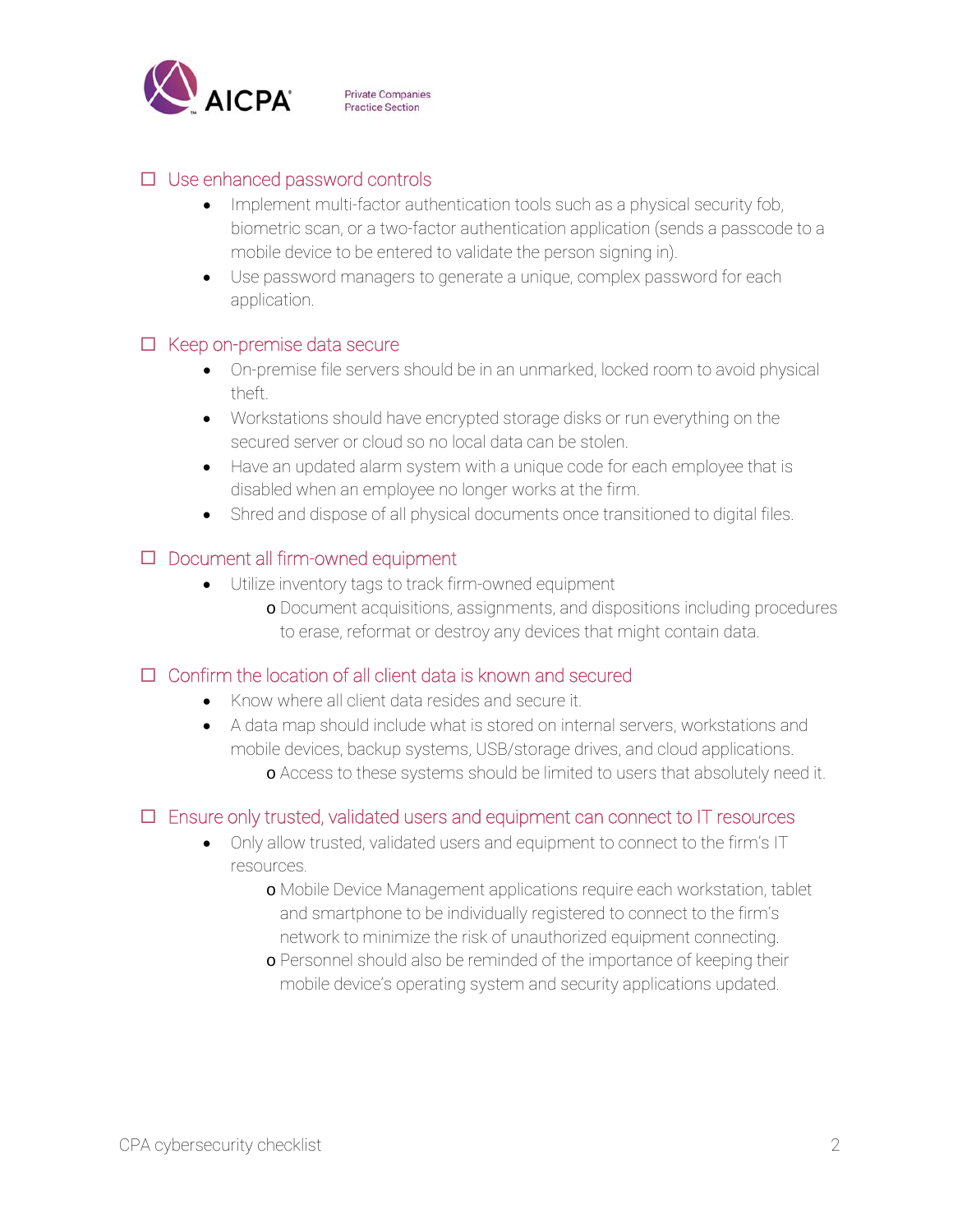## ☐ Use enhanced password controls

- Implement multi-factor authentication tools such as a physical security fob, biometric scan, or a two-factor authentication application (sends a passcode to a mobile device to be entered to validate the person signing in).
- Use password managers to generate a unique, complex password for each application.

## ☐ Keep on-premise data secure

- On-premise file servers should be in an unmarked, locked room to avoid physical theft.
- Workstations should have encrypted storage disks or run everything on the secured server or cloud so no local data can be stolen.
- Have an updated alarm system with a unique code for each employee that is disabled when an employee no longer works at the firm.
- Shred and dispose of all physical documents once transitioned to digital files.

## ☐ Document all firm-owned equipment

- Utilize inventory tags to track firm-owned equipment
  - Document acquisitions, assignments, and dispositions including procedures to erase, reformat or destroy any devices that might contain data.

## ☐ Confirm the location of all client data is known and secured

- Know where all client data resides and secure it.
- A data map should include what is stored on internal servers, workstations and mobile devices, backup systems, USB/storage drives, and cloud applications.
  - Access to these systems should be limited to users that absolutely need it.

## ☐ Ensure only trusted, validated users and equipment can connect to IT resources

- Only allow trusted, validated users and equipment to connect to the firm's IT resources.
  - Mobile Device Management applications require each workstation, tablet and smartphone to be individually registered to connect to the firm's network to minimize the risk of unauthorized equipment connecting.
  - Personnel should also be reminded of the importance of keeping their mobile device's operating system and security applications updated.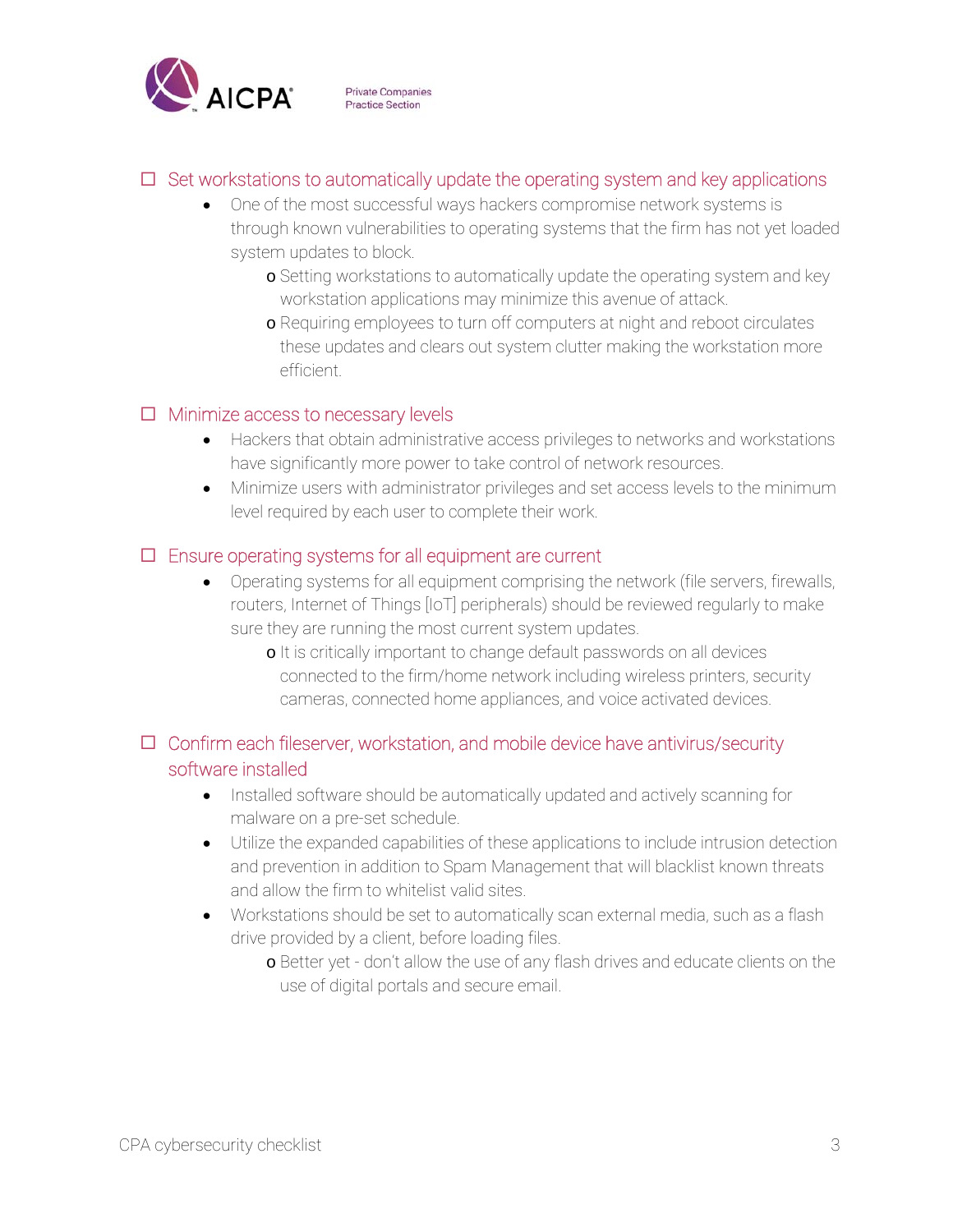- ☐ Set workstations to automatically update the operating system and key applications
  - One of the most successful ways hackers compromise network systems is through known vulnerabilities to operating systems that the firm has not yet loaded system updates to block.
    - Setting workstations to automatically update the operating system and key workstation applications may minimize this avenue of attack.
    - Requiring employees to turn off computers at night and reboot circulates these updates and clears out system clutter making the workstation more efficient.

- ☐ Minimize access to necessary levels
  - Hackers that obtain administrative access privileges to networks and workstations have significantly more power to take control of network resources.
  - Minimize users with administrator privileges and set access levels to the minimum level required by each user to complete their work.

- ☐ Ensure operating systems for all equipment are current
  - Operating systems for all equipment comprising the network (file servers, firewalls, routers, Internet of Things [IoT] peripherals) should be reviewed regularly to make sure they are running the most current system updates.
    - It is critically important to change default passwords on all devices connected to the firm/home network including wireless printers, security cameras, connected home appliances, and voice activated devices.

- ☐ Confirm each fileserver, workstation, and mobile device have antivirus/security software installed
  - Installed software should be automatically updated and actively scanning for malware on a pre-set schedule.
  - Utilize the expanded capabilities of these applications to include intrusion detection and prevention in addition to Spam Management that will blacklist known threats and allow the firm to whitelist valid sites.
  - Workstations should be set to automatically scan external media, such as a flash drive provided by a client, before loading files.
    - Better yet - don't allow the use of any flash drives and educate clients on the use of digital portals and secure email.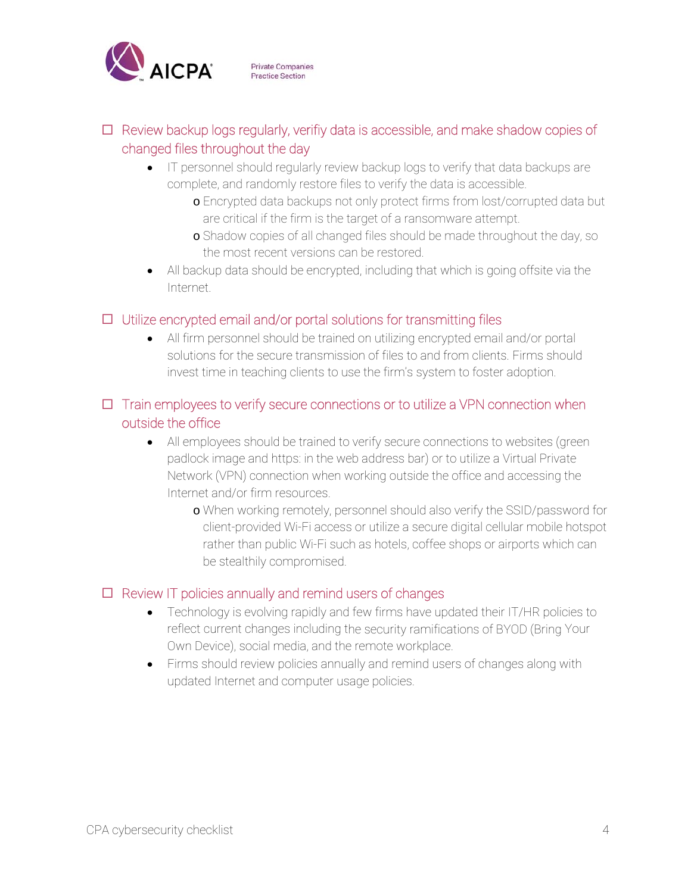- ☐ Review backup logs regularly, verifiy data is accessible, and make shadow copies of changed files throughout the day
  - IT personnel should regularly review backup logs to verify that data backups are complete, and randomly restore files to verify the data is accessible.
    - Encrypted data backups not only protect firms from lost/corrupted data but are critical if the firm is the target of a ransomware attempt.
    - Shadow copies of all changed files should be made throughout the day, so the most recent versions can be restored.
  - All backup data should be encrypted, including that which is going offsite via the Internet.

- ☐ Utilize encrypted email and/or portal solutions for transmitting files
  - All firm personnel should be trained on utilizing encrypted email and/or portal solutions for the secure transmission of files to and from clients. Firms should invest time in teaching clients to use the firm's system to foster adoption.

- ☐ Train employees to verify secure connections or to utilize a VPN connection when outside the office
  - All employees should be trained to verify secure connections to websites (green padlock image and https: in the web address bar) or to utilize a Virtual Private Network (VPN) connection when working outside the office and accessing the Internet and/or firm resources.
    - When working remotely, personnel should also verify the SSID/password for client-provided Wi-Fi access or utilize a secure digital cellular mobile hotspot rather than public Wi-Fi such as hotels, coffee shops or airports which can be stealthily compromised.

- ☐ Review IT policies annually and remind users of changes
  - Technology is evolving rapidly and few firms have updated their IT/HR policies to reflect current changes including the security ramifications of BYOD (Bring Your Own Device), social media, and the remote workplace.
  - Firms should review policies annually and remind users of changes along with updated Internet and computer usage policies.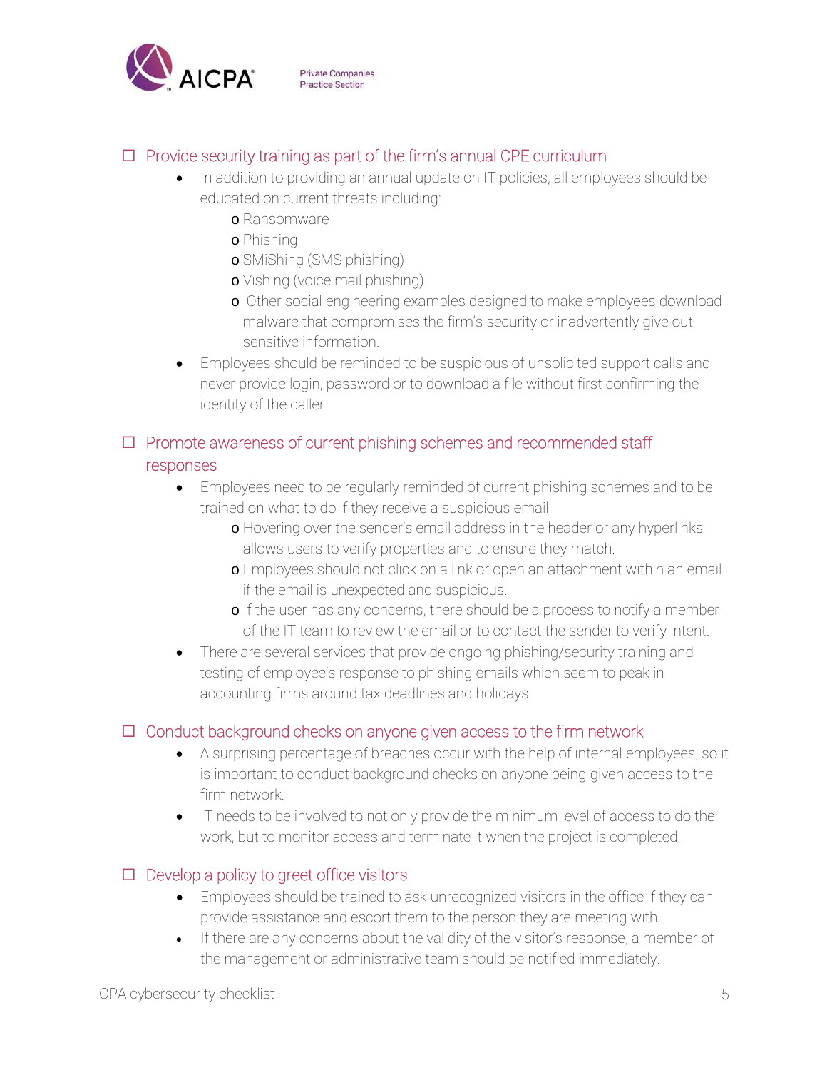- [ ] Provide security training as part of the firm's annual CPE curriculum
    - In addition to providing an annual update on IT policies, all employees should be educated on current threats including:
        - Ransomware
        - Phishing
        - SMiShing (SMS phishing)
        - Vishing (voice mail phishing)
        - Other social engineering examples designed to make employees download malware that compromises the firm's security or inadvertently give out sensitive information.
    - Employees should be reminded to be suspicious of unsolicited support calls and never provide login, password or to download a file without first confirming the identity of the caller.

- [ ] Promote awareness of current phishing schemes and recommended staff responses
    - Employees need to be regularly reminded of current phishing schemes and to be trained on what to do if they receive a suspicious email.
        - Hovering over the sender's email address in the header or any hyperlinks allows users to verify properties and to ensure they match.
        - Employees should not click on a link or open an attachment within an email if the email is unexpected and suspicious.
        - If the user has any concerns, there should be a process to notify a member of the IT team to review the email or to contact the sender to verify intent.
    - There are several services that provide ongoing phishing/security training and testing of employee's response to phishing emails which seem to peak in accounting firms around tax deadlines and holidays.

- [ ] Conduct background checks on anyone given access to the firm network
    - A surprising percentage of breaches occur with the help of internal employees, so it is important to conduct background checks on anyone being given access to the firm network.
    - IT needs to be involved to not only provide the minimum level of access to do the work, but to monitor access and terminate it when the project is completed.

- [ ] Develop a policy to greet office visitors
    - Employees should be trained to ask unrecognized visitors in the office if they can provide assistance and escort them to the person they are meeting with.
    - If there are any concerns about the validity of the visitor's response, a member of the management or administrative team should be notified immediately.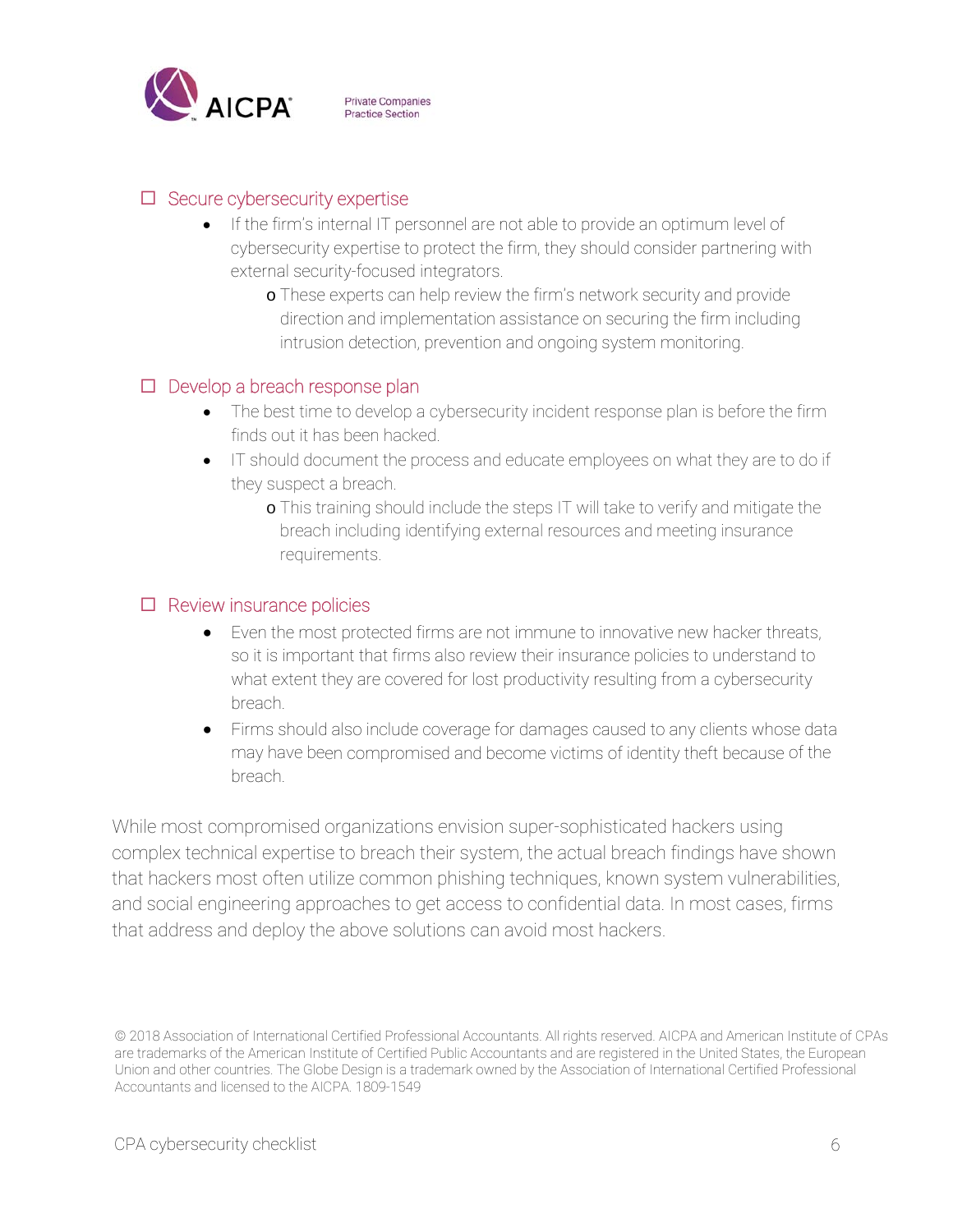- [ ] Secure cybersecurity expertise
    - If the firm's internal IT personnel are not able to provide an optimum level of cybersecurity expertise to protect the firm, they should consider partnering with external security-focused integrators.
        - These experts can help review the firm's network security and provide direction and implementation assistance on securing the firm including intrusion detection, prevention and ongoing system monitoring.

- [ ] Develop a breach response plan
    - The best time to develop a cybersecurity incident response plan is before the firm finds out it has been hacked.
    - IT should document the process and educate employees on what they are to do if they suspect a breach.
        - This training should include the steps IT will take to verify and mitigate the breach including identifying external resources and meeting insurance requirements.

- [ ] Review insurance policies
    - Even the most protected firms are not immune to innovative new hacker threats, so it is important that firms also review their insurance policies to understand to what extent they are covered for lost productivity resulting from a cybersecurity breach.
    - Firms should also include coverage for damages caused to any clients whose data may have been compromised and become victims of identity theft because of the breach.

While most compromised organizations envision super-sophisticated hackers using complex technical expertise to breach their system, the actual breach findings have shown that hackers most often utilize common phishing techniques, known system vulnerabilities, and social engineering approaches to get access to confidential data. In most cases, firms that address and deploy the above solutions can avoid most hackers.

© 2018 Association of International Certified Professional Accountants. All rights reserved. AICPA and American Institute of CPAs are trademarks of the American Institute of Certified Public Accountants and are registered in the United States, the European Union and other countries. The Globe Design is a trademark owned by the Association of International Certified Professional Accountants and licensed to the AICPA. 1809-1549